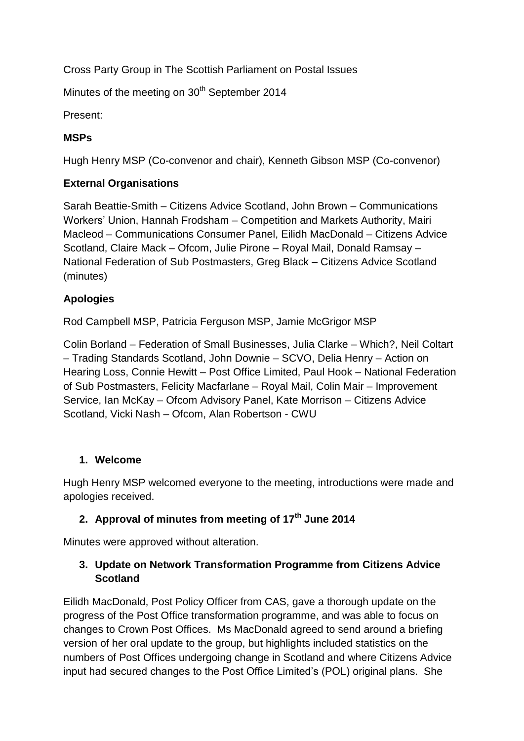Cross Party Group in The Scottish Parliament on Postal Issues

Minutes of the meeting on 30th September 2014

Present:

**MSPs**

Hugh Henry MSP (Co-convenor and chair), Kenneth Gibson MSP (Co-convenor)

**External Organisations**

Sarah Beattie-Smith – Citizens Advice Scotland, John Brown – Communications Workers' Union, Hannah Frodsham – Competition and Markets Authority, Mairi Macleod – Communications Consumer Panel, Eilidh MacDonald – Citizens Advice Scotland, Claire Mack – Ofcom, Julie Pirone – Royal Mail, Donald Ramsay – National Federation of Sub Postmasters, Greg Black – Citizens Advice Scotland (minutes)

**Apologies**

Rod Campbell MSP, Patricia Ferguson MSP, Jamie McGrigor MSP

Colin Borland – Federation of Small Businesses, Julia Clarke – Which?, Neil Coltart – Trading Standards Scotland, John Downie – SCVO, Delia Henry – Action on Hearing Loss, Connie Hewitt – Post Office Limited, Paul Hook – National Federation of Sub Postmasters, Felicity Macfarlane – Royal Mail, Colin Mair – Improvement Service, Ian McKay – Ofcom Advisory Panel, Kate Morrison – Citizens Advice Scotland, Vicki Nash – Ofcom, Alan Robertson - CWU

1. **Welcome**

Hugh Henry MSP welcomed everyone to the meeting, introductions were made and apologies received.

2. **Approval of minutes from meeting of 17th June 2014**

Minutes were approved without alteration.

3. **Update on Network Transformation Programme from Citizens Advice Scotland**

Eilidh MacDonald, Post Policy Officer from CAS, gave a thorough update on the progress of the Post Office transformation programme, and was able to focus on changes to Crown Post Offices. Ms MacDonald agreed to send around a briefing version of her oral update to the group, but highlights included statistics on the numbers of Post Offices undergoing change in Scotland and where Citizens Advice input had secured changes to the Post Office Limited's (POL) original plans. She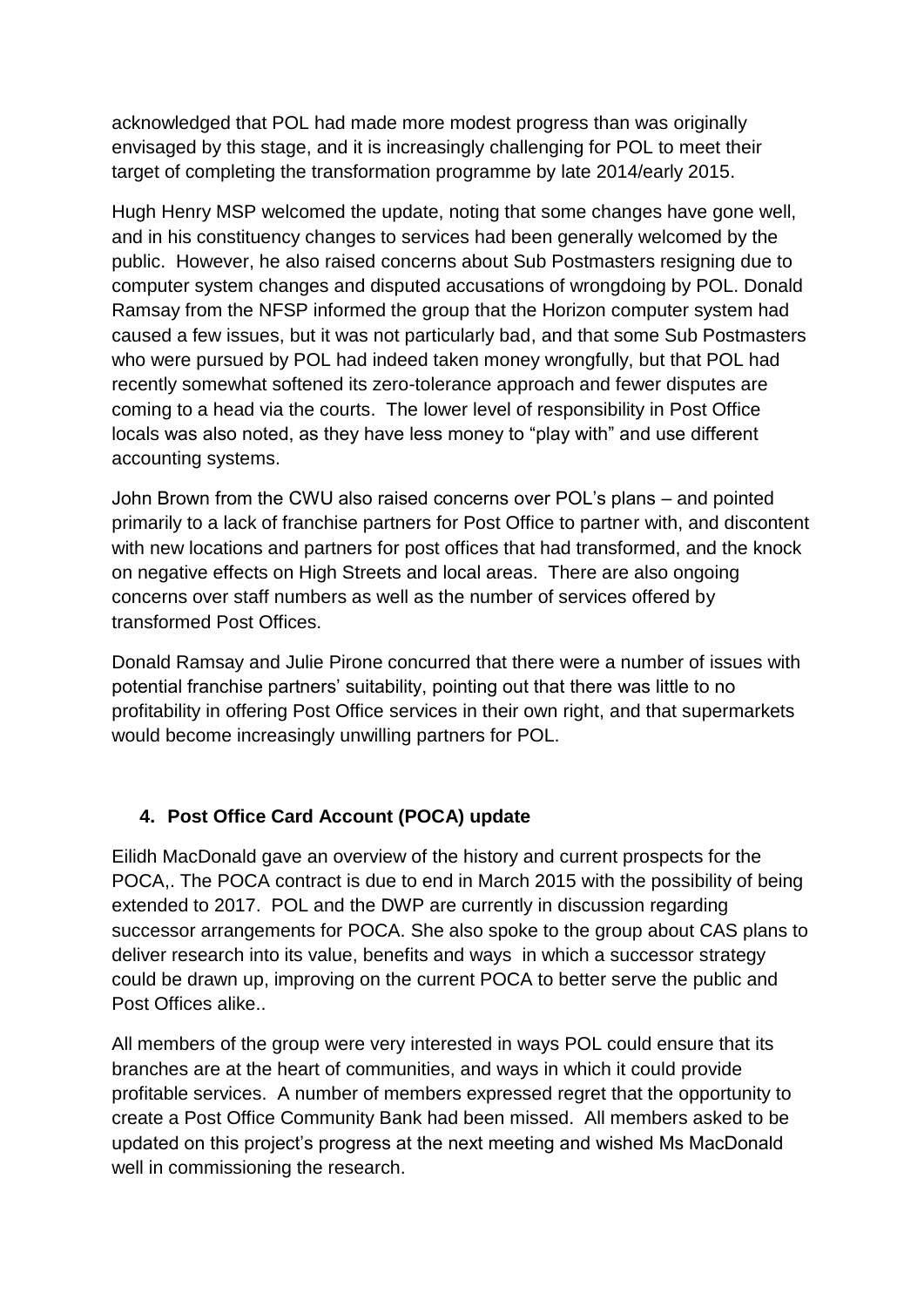acknowledged that POL had made more modest progress than was originally envisaged by this stage, and it is increasingly challenging for POL to meet their target of completing the transformation programme by late 2014/early 2015.

Hugh Henry MSP welcomed the update, noting that some changes have gone well, and in his constituency changes to services had been generally welcomed by the public. However, he also raised concerns about Sub Postmasters resigning due to computer system changes and disputed accusations of wrongdoing by POL. Donald Ramsay from the NFSP informed the group that the Horizon computer system had caused a few issues, but it was not particularly bad, and that some Sub Postmasters who were pursued by POL had indeed taken money wrongfully, but that POL had recently somewhat softened its zero-tolerance approach and fewer disputes are coming to a head via the courts. The lower level of responsibility in Post Office locals was also noted, as they have less money to "play with" and use different accounting systems.

John Brown from the CWU also raised concerns over POL's plans – and pointed primarily to a lack of franchise partners for Post Office to partner with, and discontent with new locations and partners for post offices that had transformed, and the knock on negative effects on High Streets and local areas. There are also ongoing concerns over staff numbers as well as the number of services offered by transformed Post Offices.

Donald Ramsay and Julie Pirone concurred that there were a number of issues with potential franchise partners' suitability, pointing out that there was little to no profitability in offering Post Office services in their own right, and that supermarkets would become increasingly unwilling partners for POL.

## 4. Post Office Card Account (POCA) update

Eilidh MacDonald gave an overview of the history and current prospects for the POCA,. The POCA contract is due to end in March 2015 with the possibility of being extended to 2017. POL and the DWP are currently in discussion regarding successor arrangements for POCA. She also spoke to the group about CAS plans to deliver research into its value, benefits and ways in which a successor strategy could be drawn up, improving on the current POCA to better serve the public and Post Offices alike..

All members of the group were very interested in ways POL could ensure that its branches are at the heart of communities, and ways in which it could provide profitable services. A number of members expressed regret that the opportunity to create a Post Office Community Bank had been missed. All members asked to be updated on this project's progress at the next meeting and wished Ms MacDonald well in commissioning the research.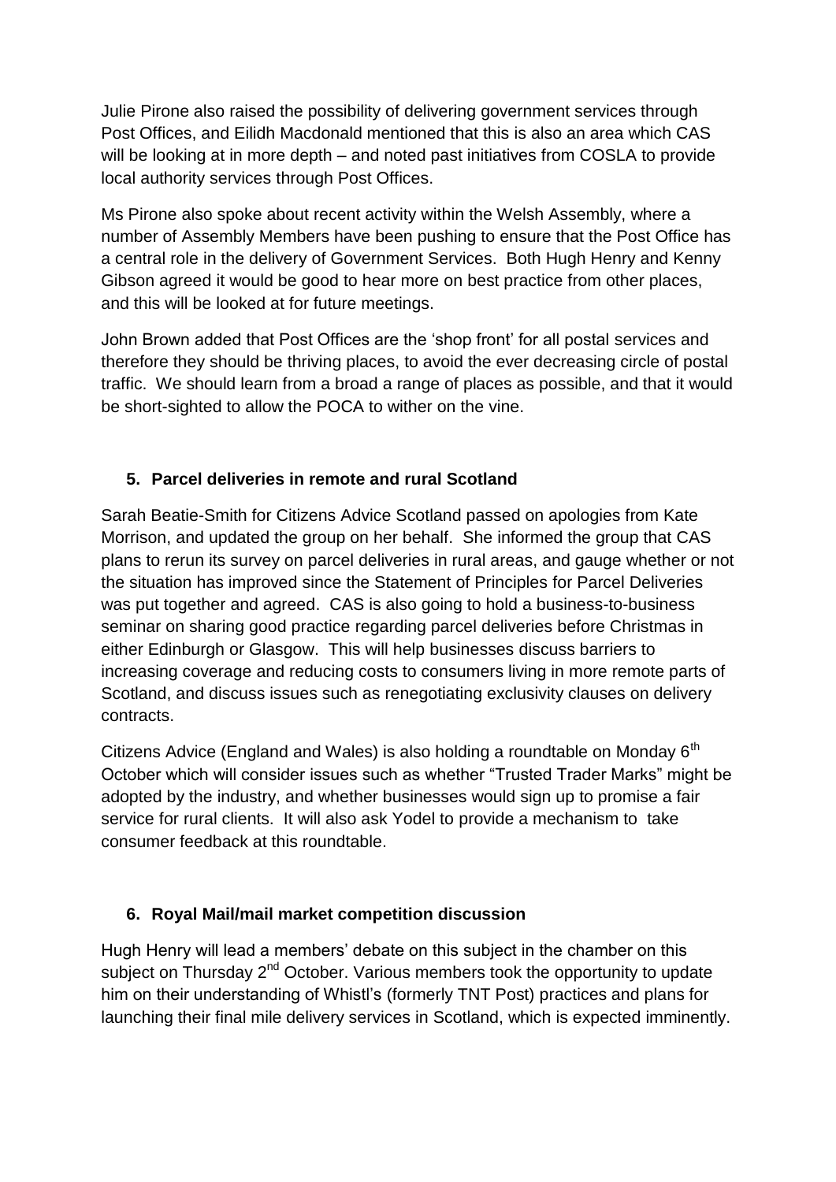Julie Pirone also raised the possibility of delivering government services through Post Offices, and Eilidh Macdonald mentioned that this is also an area which CAS will be looking at in more depth – and noted past initiatives from COSLA to provide local authority services through Post Offices.

Ms Pirone also spoke about recent activity within the Welsh Assembly, where a number of Assembly Members have been pushing to ensure that the Post Office has a central role in the delivery of Government Services. Both Hugh Henry and Kenny Gibson agreed it would be good to hear more on best practice from other places, and this will be looked at for future meetings.

John Brown added that Post Offices are the 'shop front' for all postal services and therefore they should be thriving places, to avoid the ever decreasing circle of postal traffic. We should learn from a broad a range of places as possible, and that it would be short-sighted to allow the POCA to wither on the vine.

## 5. Parcel deliveries in remote and rural Scotland

Sarah Beatie-Smith for Citizens Advice Scotland passed on apologies from Kate Morrison, and updated the group on her behalf. She informed the group that CAS plans to rerun its survey on parcel deliveries in rural areas, and gauge whether or not the situation has improved since the Statement of Principles for Parcel Deliveries was put together and agreed. CAS is also going to hold a business-to-business seminar on sharing good practice regarding parcel deliveries before Christmas in either Edinburgh or Glasgow. This will help businesses discuss barriers to increasing coverage and reducing costs to consumers living in more remote parts of Scotland, and discuss issues such as renegotiating exclusivity clauses on delivery contracts.

Citizens Advice (England and Wales) is also holding a roundtable on Monday 6th October which will consider issues such as whether "Trusted Trader Marks" might be adopted by the industry, and whether businesses would sign up to promise a fair service for rural clients. It will also ask Yodel to provide a mechanism to take consumer feedback at this roundtable.

## 6. Royal Mail/mail market competition discussion

Hugh Henry will lead a members' debate on this subject in the chamber on this subject on Thursday 2nd October. Various members took the opportunity to update him on their understanding of Whistl's (formerly TNT Post) practices and plans for launching their final mile delivery services in Scotland, which is expected imminently.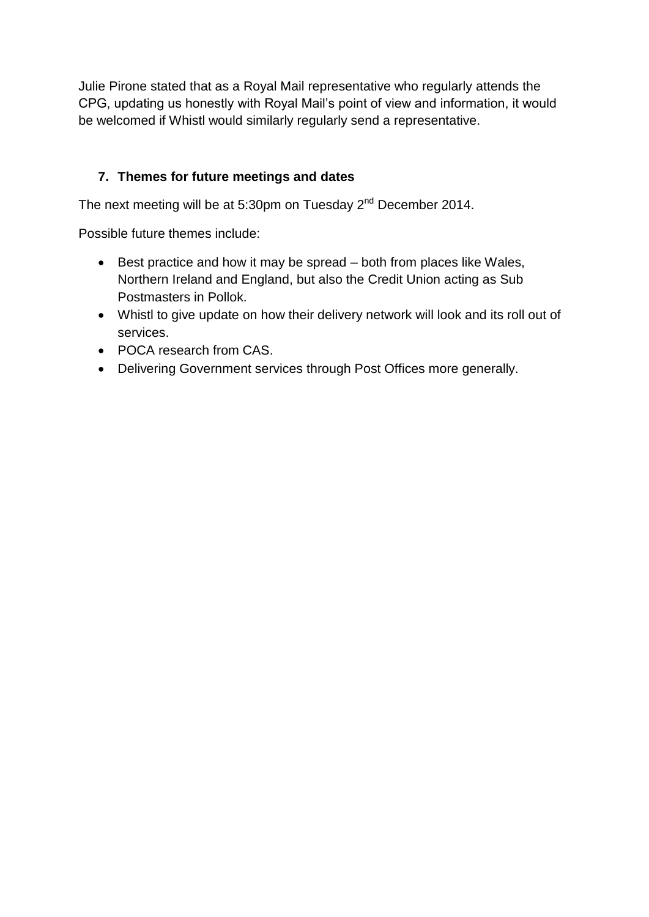Julie Pirone stated that as a Royal Mail representative who regularly attends the CPG, updating us honestly with Royal Mail's point of view and information, it would be welcomed if Whistl would similarly regularly send a representative.

## 7. Themes for future meetings and dates

The next meeting will be at 5:30pm on Tuesday 2nd December 2014.

Possible future themes include:

- Best practice and how it may be spread – both from places like Wales, Northern Ireland and England, but also the Credit Union acting as Sub Postmasters in Pollok.
- Whistl to give update on how their delivery network will look and its roll out of services.
- POCA research from CAS.
- Delivering Government services through Post Offices more generally.